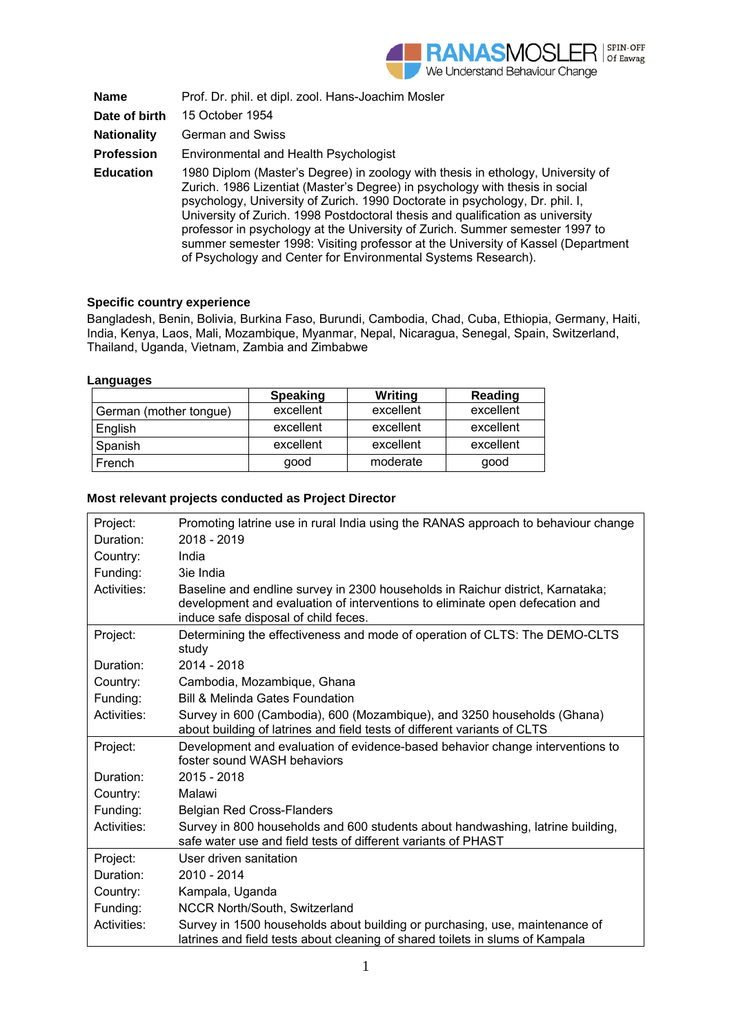RANASMOSLER SPIN-OFF Of Eawag
We Understand Behaviour Change

| | |
|---|---|
| **Name** | Prof. Dr. phil. et dipl. zool. Hans-Joachim Mosler |
| **Date of birth** | 15 October 1954 |
| **Nationality** | German and Swiss |
| **Profession** | Environmental and Health Psychologist |
| **Education** | 1980 Diplom (Master's Degree) in zoology with thesis in ethology, University of Zurich. 1986 Lizentiat (Master's Degree) in psychology with thesis in social psychology, University of Zurich. 1990 Doctorate in psychology, Dr. phil. I, University of Zurich. 1998 Postdoctoral thesis and qualification as university professor in psychology at the University of Zurich. Summer semester 1997 to summer semester 1998: Visiting professor at the University of Kassel (Department of Psychology and Center for Environmental Systems Research). |

**Specific country experience**

Bangladesh, Benin, Bolivia, Burkina Faso, Burundi, Cambodia, Chad, Cuba, Ethiopia, Germany, Haiti, India, Kenya, Laos, Mali, Mozambique, Myanmar, Nepal, Nicaragua, Senegal, Spain, Switzerland, Thailand, Uganda, Vietnam, Zambia and Zimbabwe

**Languages**

| | Speaking | Writing | Reading |
|---|---|---|---|
| German (mother tongue) | excellent | excellent | excellent |
| English | excellent | excellent | excellent |
| Spanish | excellent | excellent | excellent |
| French | good | moderate | good |

**Most relevant projects conducted as Project Director**

| | |
|---|---|
| Project: | Promoting latrine use in rural India using the RANAS approach to behaviour change |
| Duration: | 2018 - 2019 |
| Country: | India |
| Funding: | 3ie India |
| Activities: | Baseline and endline survey in 2300 households in Raichur district, Karnataka; development and evaluation of interventions to eliminate open defecation and induce safe disposal of child feces. |
| Project: | Determining the effectiveness and mode of operation of CLTS: The DEMO-CLTS study |
| Duration: | 2014 - 2018 |
| Country: | Cambodia, Mozambique, Ghana |
| Funding: | Bill & Melinda Gates Foundation |
| Activities: | Survey in 600 (Cambodia), 600 (Mozambique), and 3250 households (Ghana) about building of latrines and field tests of different variants of CLTS |
| Project: | Development and evaluation of evidence-based behavior change interventions to foster sound WASH behaviors |
| Duration: | 2015 - 2018 |
| Country: | Malawi |
| Funding: | Belgian Red Cross-Flanders |
| Activities: | Survey in 800 households and 600 students about handwashing, latrine building, safe water use and field tests of different variants of PHAST |
| Project: | User driven sanitation |
| Duration: | 2010 - 2014 |
| Country: | Kampala, Uganda |
| Funding: | NCCR North/South, Switzerland |
| Activities: | Survey in 1500 households about building or purchasing, use, maintenance of latrines and field tests about cleaning of shared toilets in slums of Kampala |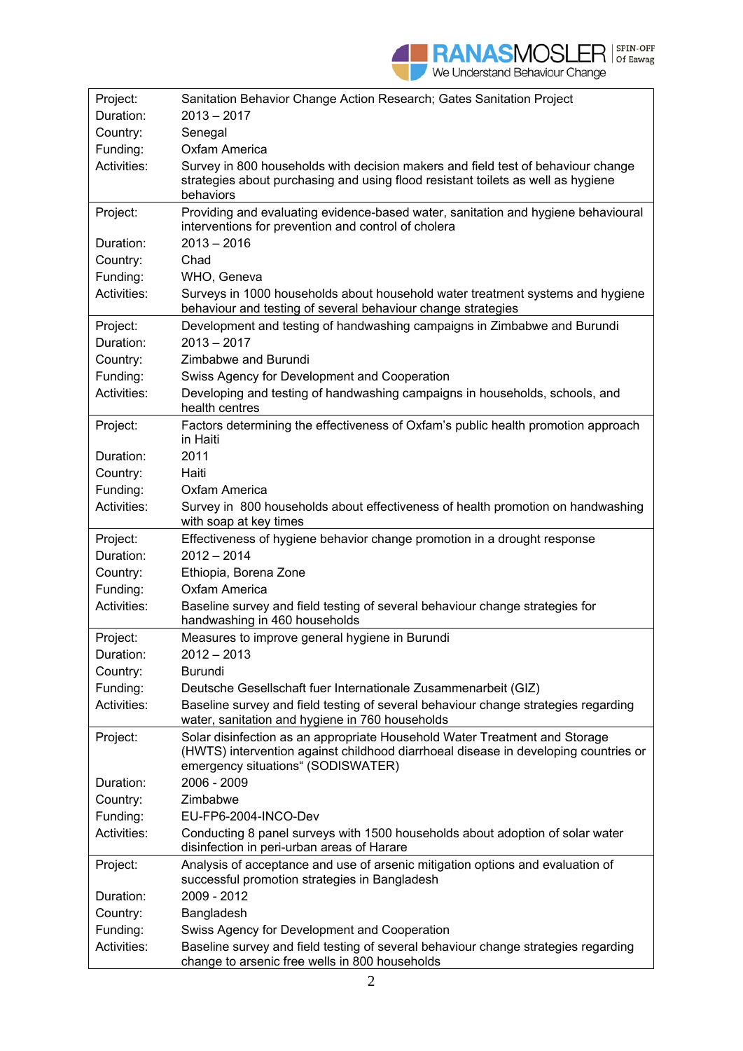| | |
|---|---|
| Project: | Sanitation Behavior Change Action Research; Gates Sanitation Project |
| Duration: | 2013 – 2017 |
| Country: | Senegal |
| Funding: | Oxfam America |
| Activities: | Survey in 800 households with decision makers and field test of behaviour change strategies about purchasing and using flood resistant toilets as well as hygiene behaviors |
| Project: | Providing and evaluating evidence-based water, sanitation and hygiene behavioural interventions for prevention and control of cholera |
| Duration: | 2013 – 2016 |
| Country: | Chad |
| Funding: | WHO, Geneva |
| Activities: | Surveys in 1000 households about household water treatment systems and hygiene behaviour and testing of several behaviour change strategies |
| Project: | Development and testing of handwashing campaigns in Zimbabwe and Burundi |
| Duration: | 2013 – 2017 |
| Country: | Zimbabwe and Burundi |
| Funding: | Swiss Agency for Development and Cooperation |
| Activities: | Developing and testing of handwashing campaigns in households, schools, and health centres |
| Project: | Factors determining the effectiveness of Oxfam's public health promotion approach in Haiti |
| Duration: | 2011 |
| Country: | Haiti |
| Funding: | Oxfam America |
| Activities: | Survey in 800 households about effectiveness of health promotion on handwashing with soap at key times |
| Project: | Effectiveness of hygiene behavior change promotion in a drought response |
| Duration: | 2012 – 2014 |
| Country: | Ethiopia, Borena Zone |
| Funding: | Oxfam America |
| Activities: | Baseline survey and field testing of several behaviour change strategies for handwashing in 460 households |
| Project: | Measures to improve general hygiene in Burundi |
| Duration: | 2012 – 2013 |
| Country: | Burundi |
| Funding: | Deutsche Gesellschaft fuer Internationale Zusammenarbeit (GIZ) |
| Activities: | Baseline survey and field testing of several behaviour change strategies regarding water, sanitation and hygiene in 760 households |
| Project: | Solar disinfection as an appropriate Household Water Treatment and Storage (HWTS) intervention against childhood diarrhoeal disease in developing countries or emergency situations" (SODISWATER) |
| Duration: | 2006 - 2009 |
| Country: | Zimbabwe |
| Funding: | EU-FP6-2004-INCO-Dev |
| Activities: | Conducting 8 panel surveys with 1500 households about adoption of solar water disinfection in peri-urban areas of Harare |
| Project: | Analysis of acceptance and use of arsenic mitigation options and evaluation of successful promotion strategies in Bangladesh |
| Duration: | 2009 - 2012 |
| Country: | Bangladesh |
| Funding: | Swiss Agency for Development and Cooperation |
| Activities: | Baseline survey and field testing of several behaviour change strategies regarding change to arsenic free wells in 800 households |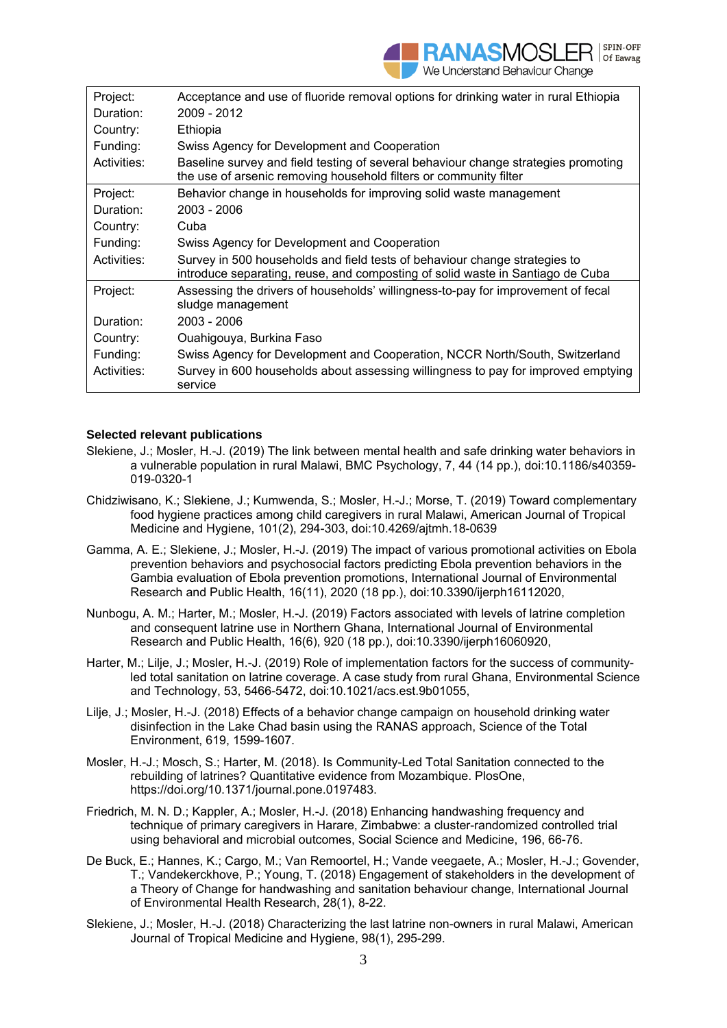| Project: | Acceptance and use of fluoride removal options for drinking water in rural Ethiopia |
|---|---|
| Duration: | 2009 - 2012 |
| Country: | Ethiopia |
| Funding: | Swiss Agency for Development and Cooperation |
| Activities: | Baseline survey and field testing of several behaviour change strategies promoting the use of arsenic removing household filters or community filter |
| Project: | Behavior change in households for improving solid waste management |
| Duration: | 2003 - 2006 |
| Country: | Cuba |
| Funding: | Swiss Agency for Development and Cooperation |
| Activities: | Survey in 500 households and field tests of behaviour change strategies to introduce separating, reuse, and composting of solid waste in Santiago de Cuba |
| Project: | Assessing the drivers of households' willingness-to-pay for improvement of fecal sludge management |
| Duration: | 2003 - 2006 |
| Country: | Ouahigouya, Burkina Faso |
| Funding: | Swiss Agency for Development and Cooperation, NCCR North/South, Switzerland |
| Activities: | Survey in 600 households about assessing willingness to pay for improved emptying service |

**Selected relevant publications**

Slekiene, J.; Mosler, H.-J. (2019) The link between mental health and safe drinking water behaviors in a vulnerable population in rural Malawi, BMC Psychology, 7, 44 (14 pp.), doi:10.1186/s40359-019-0320-1

Chidziwisano, K.; Slekiene, J.; Kumwenda, S.; Mosler, H.-J.; Morse, T. (2019) Toward complementary food hygiene practices among child caregivers in rural Malawi, American Journal of Tropical Medicine and Hygiene, 101(2), 294-303, doi:10.4269/ajtmh.18-0639

Gamma, A. E.; Slekiene, J.; Mosler, H.-J. (2019) The impact of various promotional activities on Ebola prevention behaviors and psychosocial factors predicting Ebola prevention behaviors in the Gambia evaluation of Ebola prevention promotions, International Journal of Environmental Research and Public Health, 16(11), 2020 (18 pp.), doi:10.3390/ijerph16112020,

Nunbogu, A. M.; Harter, M.; Mosler, H.-J. (2019) Factors associated with levels of latrine completion and consequent latrine use in Northern Ghana, International Journal of Environmental Research and Public Health, 16(6), 920 (18 pp.), doi:10.3390/ijerph16060920,

Harter, M.; Lilje, J.; Mosler, H.-J. (2019) Role of implementation factors for the success of community-led total sanitation on latrine coverage. A case study from rural Ghana, Environmental Science and Technology, 53, 5466-5472, doi:10.1021/acs.est.9b01055,

Lilje, J.; Mosler, H.-J. (2018) Effects of a behavior change campaign on household drinking water disinfection in the Lake Chad basin using the RANAS approach, Science of the Total Environment, 619, 1599-1607.

Mosler, H.-J.; Mosch, S.; Harter, M. (2018). Is Community-Led Total Sanitation connected to the rebuilding of latrines? Quantitative evidence from Mozambique. PlosOne, https://doi.org/10.1371/journal.pone.0197483.

Friedrich, M. N. D.; Kappler, A.; Mosler, H.-J. (2018) Enhancing handwashing frequency and technique of primary caregivers in Harare, Zimbabwe: a cluster-randomized controlled trial using behavioral and microbial outcomes, Social Science and Medicine, 196, 66-76.

De Buck, E.; Hannes, K.; Cargo, M.; Van Remoortel, H.; Vande veegaete, A.; Mosler, H.-J.; Govender, T.; Vandekerckhove, P.; Young, T. (2018) Engagement of stakeholders in the development of a Theory of Change for handwashing and sanitation behaviour change, International Journal of Environmental Health Research, 28(1), 8-22.

Slekiene, J.; Mosler, H.-J. (2018) Characterizing the last latrine non-owners in rural Malawi, American Journal of Tropical Medicine and Hygiene, 98(1), 295-299.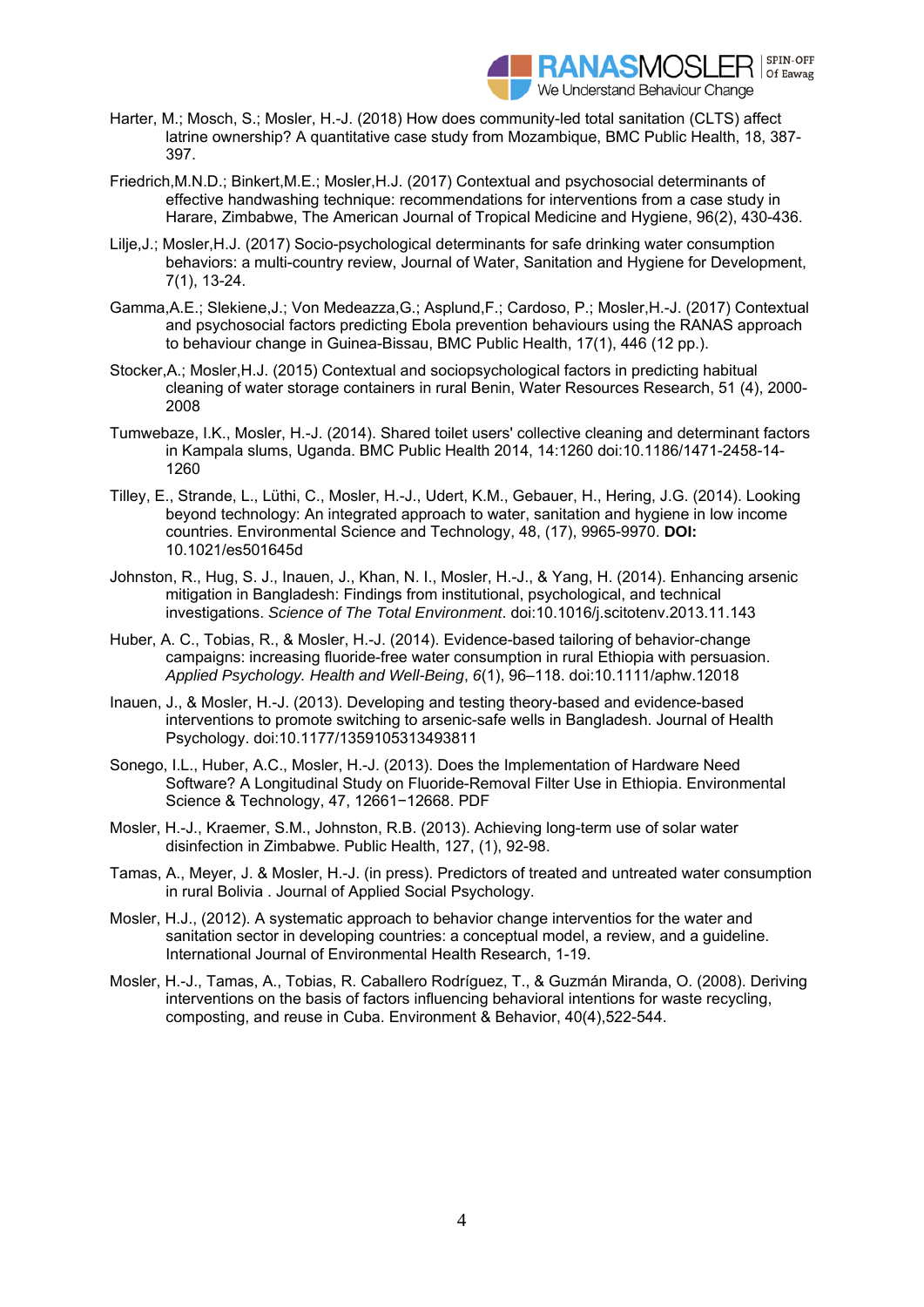Harter, M.; Mosch, S.; Mosler, H.-J. (2018) How does community-led total sanitation (CLTS) affect latrine ownership? A quantitative case study from Mozambique, BMC Public Health, 18, 387-397.

Friedrich,M.N.D.; Binkert,M.E.; Mosler,H.J. (2017) Contextual and psychosocial determinants of effective handwashing technique: recommendations for interventions from a case study in Harare, Zimbabwe, The American Journal of Tropical Medicine and Hygiene, 96(2), 430-436.

Lilje,J.; Mosler,H.J. (2017) Socio-psychological determinants for safe drinking water consumption behaviors: a multi-country review, Journal of Water, Sanitation and Hygiene for Development, 7(1), 13-24.

Gamma,A.E.; Slekiene,J.; Von Medeazza,G.; Asplund,F.; Cardoso, P.; Mosler,H.-J. (2017) Contextual and psychosocial factors predicting Ebola prevention behaviours using the RANAS approach to behaviour change in Guinea-Bissau, BMC Public Health, 17(1), 446 (12 pp.).

Stocker,A.; Mosler,H.J. (2015) Contextual and sociopsychological factors in predicting habitual cleaning of water storage containers in rural Benin, Water Resources Research, 51 (4), 2000-2008

Tumwebaze, I.K., Mosler, H.-J. (2014). Shared toilet users' collective cleaning and determinant factors in Kampala slums, Uganda. BMC Public Health 2014, 14:1260 doi:10.1186/1471-2458-14-1260

Tilley, E., Strande, L., Lüthi, C., Mosler, H.-J., Udert, K.M., Gebauer, H., Hering, J.G. (2014). Looking beyond technology: An integrated approach to water, sanitation and hygiene in low income countries. Environmental Science and Technology, 48, (17), 9965-9970. **DOI:** 10.1021/es501645d

Johnston, R., Hug, S. J., Inauen, J., Khan, N. I., Mosler, H.-J., & Yang, H. (2014). Enhancing arsenic mitigation in Bangladesh: Findings from institutional, psychological, and technical investigations. *Science of The Total Environment*. doi:10.1016/j.scitotenv.2013.11.143

Huber, A. C., Tobias, R., & Mosler, H.-J. (2014). Evidence-based tailoring of behavior-change campaigns: increasing fluoride-free water consumption in rural Ethiopia with persuasion. *Applied Psychology. Health and Well-Being*, *6*(1), 96–118. doi:10.1111/aphw.12018

Inauen, J., & Mosler, H.-J. (2013). Developing and testing theory-based and evidence-based interventions to promote switching to arsenic-safe wells in Bangladesh. Journal of Health Psychology. doi:10.1177/1359105313493811

Sonego, I.L., Huber, A.C., Mosler, H.-J. (2013). Does the Implementation of Hardware Need Software? A Longitudinal Study on Fluoride-Removal Filter Use in Ethiopia. Environmental Science & Technology, 47, 12661−12668. PDF

Mosler, H.-J., Kraemer, S.M., Johnston, R.B. (2013). Achieving long-term use of solar water disinfection in Zimbabwe. Public Health, 127, (1), 92-98.

Tamas, A., Meyer, J. & Mosler, H.-J. (in press). Predictors of treated and untreated water consumption in rural Bolivia . Journal of Applied Social Psychology.

Mosler, H.J., (2012). A systematic approach to behavior change interventios for the water and sanitation sector in developing countries: a conceptual model, a review, and a guideline. International Journal of Environmental Health Research, 1-19.

Mosler, H.-J., Tamas, A., Tobias, R. Caballero Rodríguez, T., & Guzmán Miranda, O. (2008). Deriving interventions on the basis of factors influencing behavioral intentions for waste recycling, composting, and reuse in Cuba. Environment & Behavior, 40(4),522-544.